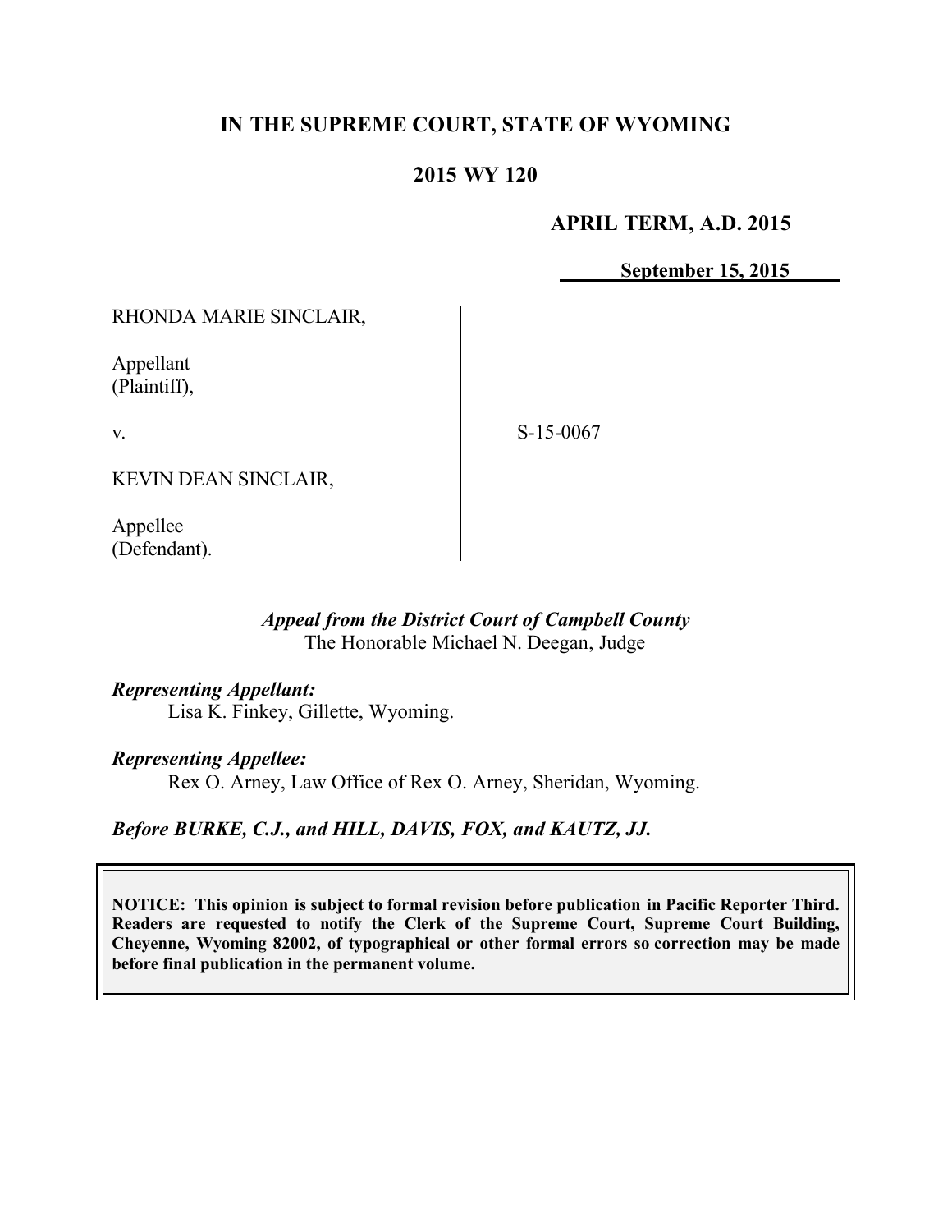# IN THE SUPREME COURT, STATE OF WYOMING

## 2015 WY 120

**APRIL TERM, A.D. 2015**

**September 15, 2015**

RHONDA MARIE SINCLAIR,

Appellant
(Plaintiff),

v.

S-15-0067

KEVIN DEAN SINCLAIR,

Appellee
(Defendant).

*Appeal from the District Court of Campbell County*
The Honorable Michael N. Deegan, Judge

*Representing Appellant:*
Lisa K. Finkey, Gillette, Wyoming.

*Representing Appellee:*
Rex O. Arney, Law Office of Rex O. Arney, Sheridan, Wyoming.

*Before BURKE, C.J., and HILL, DAVIS, FOX, and KAUTZ, JJ.*

**NOTICE: This opinion is subject to formal revision before publication in Pacific Reporter Third. Readers are requested to notify the Clerk of the Supreme Court, Supreme Court Building, Cheyenne, Wyoming 82002, of typographical or other formal errors so correction may be made before final publication in the permanent volume.**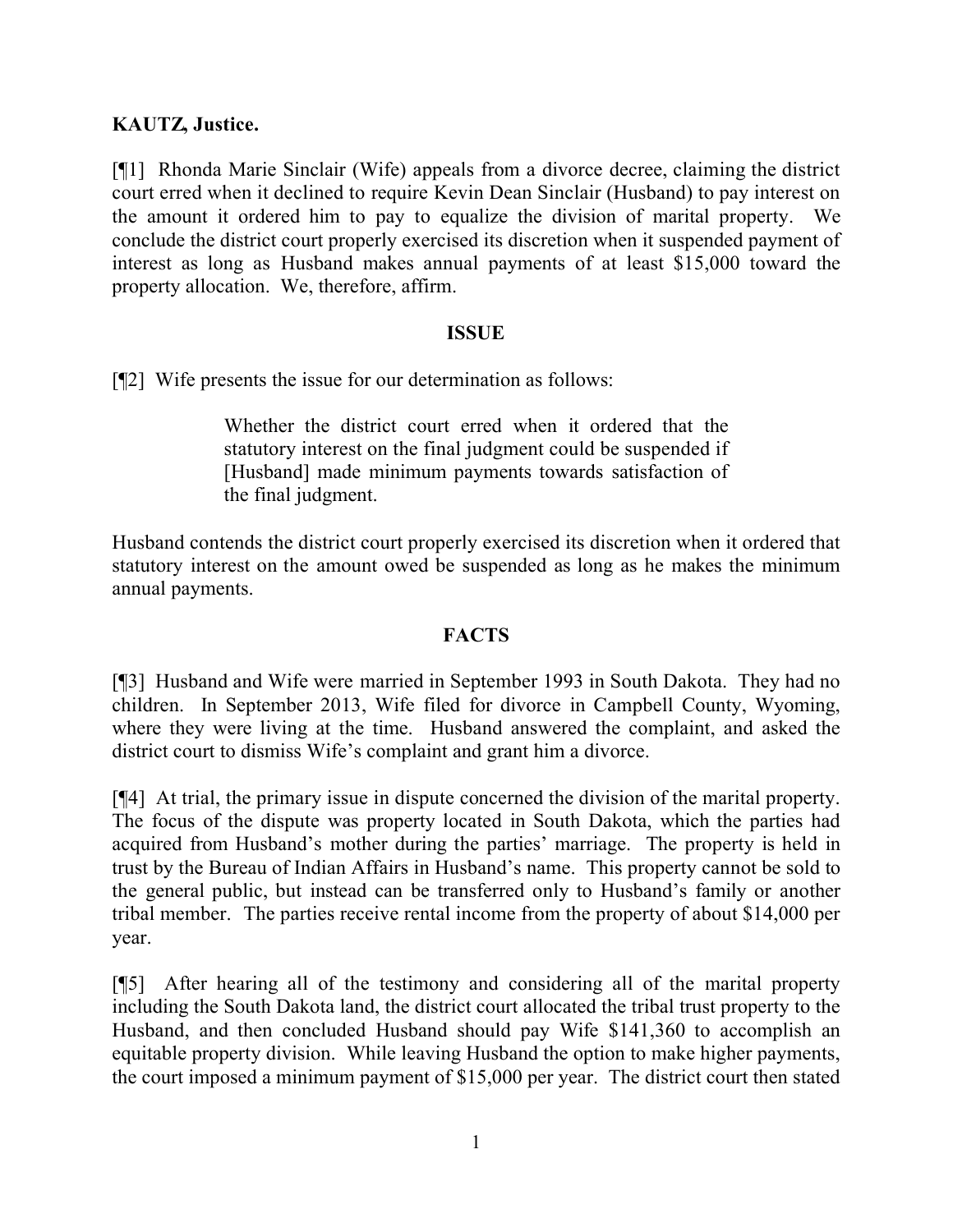**KAUTZ, Justice.**

[¶1] Rhonda Marie Sinclair (Wife) appeals from a divorce decree, claiming the district court erred when it declined to require Kevin Dean Sinclair (Husband) to pay interest on the amount it ordered him to pay to equalize the division of marital property. We conclude the district court properly exercised its discretion when it suspended payment of interest as long as Husband makes annual payments of at least $15,000 toward the property allocation. We, therefore, affirm.

## ISSUE

[¶2] Wife presents the issue for our determination as follows:

> Whether the district court erred when it ordered that the statutory interest on the final judgment could be suspended if [Husband] made minimum payments towards satisfaction of the final judgment.

Husband contends the district court properly exercised its discretion when it ordered that statutory interest on the amount owed be suspended as long as he makes the minimum annual payments.

## FACTS

[¶3] Husband and Wife were married in September 1993 in South Dakota. They had no children. In September 2013, Wife filed for divorce in Campbell County, Wyoming, where they were living at the time. Husband answered the complaint, and asked the district court to dismiss Wife's complaint and grant him a divorce.

[¶4] At trial, the primary issue in dispute concerned the division of the marital property. The focus of the dispute was property located in South Dakota, which the parties had acquired from Husband's mother during the parties' marriage. The property is held in trust by the Bureau of Indian Affairs in Husband's name. This property cannot be sold to the general public, but instead can be transferred only to Husband's family or another tribal member. The parties receive rental income from the property of about $14,000 per year.

[¶5] After hearing all of the testimony and considering all of the marital property including the South Dakota land, the district court allocated the tribal trust property to the Husband, and then concluded Husband should pay Wife $141,360 to accomplish an equitable property division. While leaving Husband the option to make higher payments, the court imposed a minimum payment of $15,000 per year. The district court then stated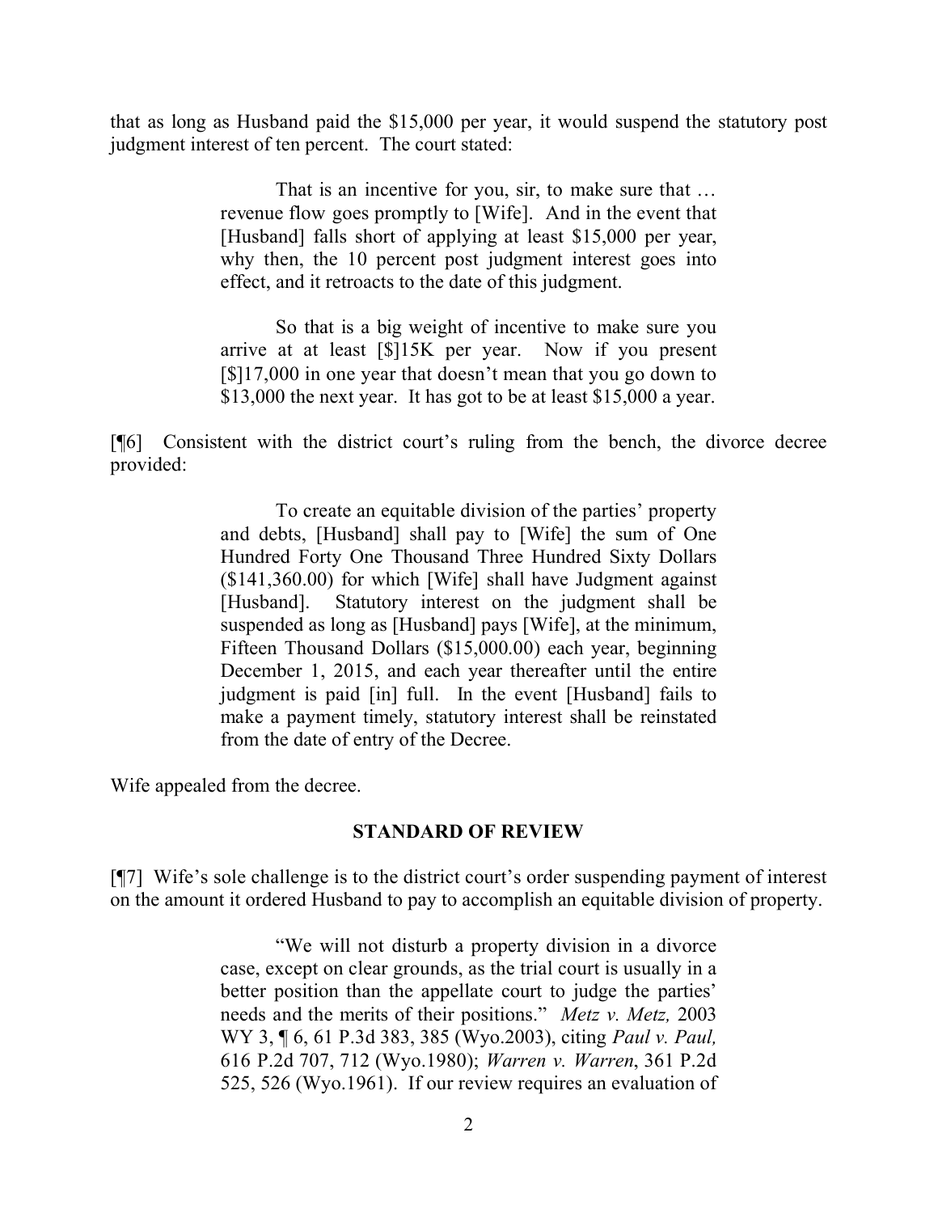that as long as Husband paid the $15,000 per year, it would suspend the statutory post judgment interest of ten percent. The court stated:

> That is an incentive for you, sir, to make sure that … revenue flow goes promptly to [Wife]. And in the event that [Husband] falls short of applying at least $15,000 per year, why then, the 10 percent post judgment interest goes into effect, and it retroacts to the date of this judgment.
>
> So that is a big weight of incentive to make sure you arrive at at least [$]15K per year. Now if you present [$]17,000 in one year that doesn't mean that you go down to $13,000 the next year. It has got to be at least $15,000 a year.

[¶6] Consistent with the district court's ruling from the bench, the divorce decree provided:

> To create an equitable division of the parties' property and debts, [Husband] shall pay to [Wife] the sum of One Hundred Forty One Thousand Three Hundred Sixty Dollars ($141,360.00) for which [Wife] shall have Judgment against [Husband]. Statutory interest on the judgment shall be suspended as long as [Husband] pays [Wife], at the minimum, Fifteen Thousand Dollars ($15,000.00) each year, beginning December 1, 2015, and each year thereafter until the entire judgment is paid [in] full. In the event [Husband] fails to make a payment timely, statutory interest shall be reinstated from the date of entry of the Decree.

Wife appealed from the decree.

## STANDARD OF REVIEW

[¶7] Wife's sole challenge is to the district court's order suspending payment of interest on the amount it ordered Husband to pay to accomplish an equitable division of property.

> "We will not disturb a property division in a divorce case, except on clear grounds, as the trial court is usually in a better position than the appellate court to judge the parties' needs and the merits of their positions." *Metz v. Metz,* 2003 WY 3, ¶ 6, 61 P.3d 383, 385 (Wyo.2003), citing *Paul v. Paul,* 616 P.2d 707, 712 (Wyo.1980); *Warren v. Warren*, 361 P.2d 525, 526 (Wyo.1961). If our review requires an evaluation of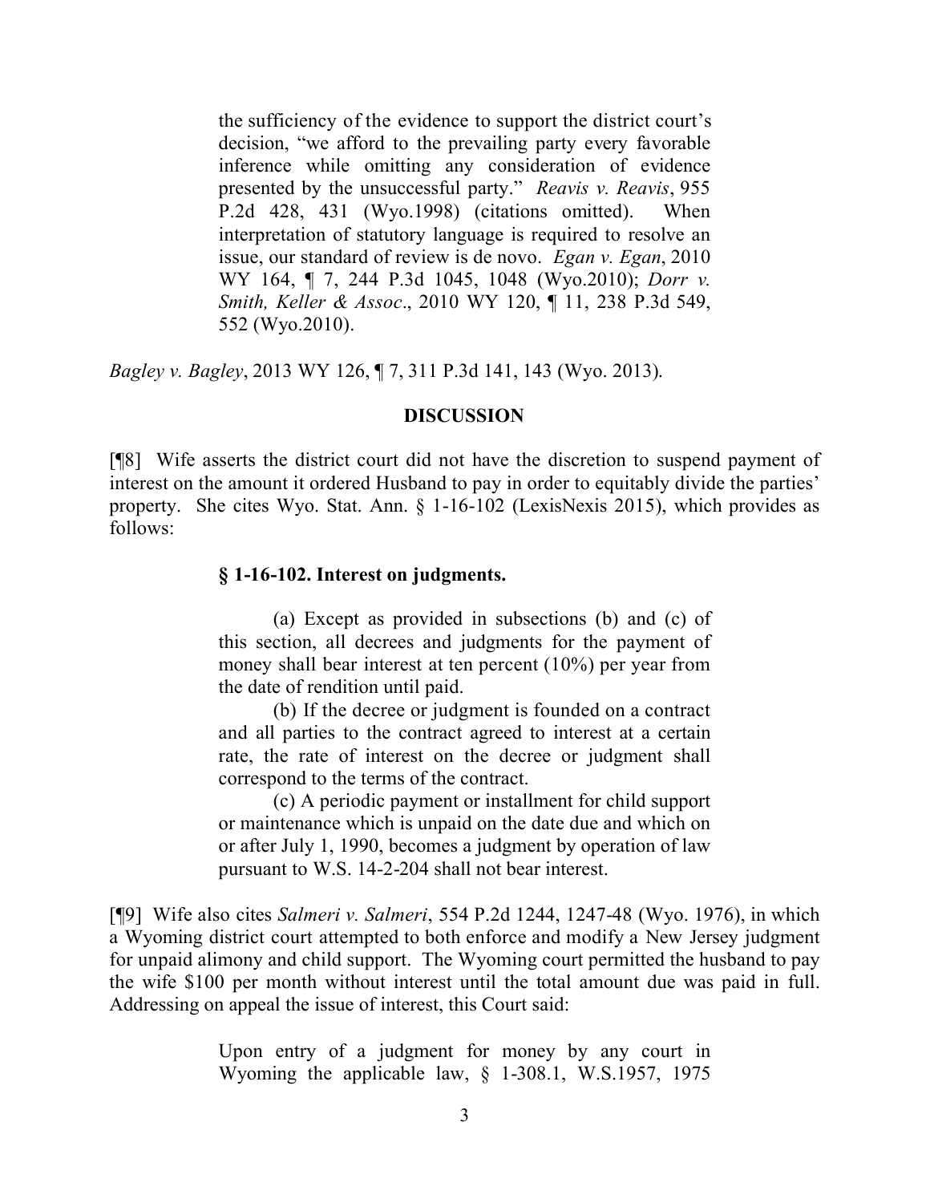> the sufficiency of the evidence to support the district court's decision, "we afford to the prevailing party every favorable inference while omitting any consideration of evidence presented by the unsuccessful party." *Reavis v. Reavis*, 955 P.2d 428, 431 (Wyo.1998) (citations omitted). When interpretation of statutory language is required to resolve an issue, our standard of review is de novo. *Egan v. Egan*, 2010 WY 164, ¶ 7, 244 P.3d 1045, 1048 (Wyo.2010); *Dorr v. Smith, Keller & Assoc*., 2010 WY 120, ¶ 11, 238 P.3d 549, 552 (Wyo.2010).

*Bagley v. Bagley*, 2013 WY 126, ¶ 7, 311 P.3d 141, 143 (Wyo. 2013).

## DISCUSSION

[¶8] Wife asserts the district court did not have the discretion to suspend payment of interest on the amount it ordered Husband to pay in order to equitably divide the parties' property. She cites Wyo. Stat. Ann. § 1-16-102 (LexisNexis 2015), which provides as follows:

> **§ 1-16-102. Interest on judgments.**
>
> (a) Except as provided in subsections (b) and (c) of this section, all decrees and judgments for the payment of money shall bear interest at ten percent (10%) per year from the date of rendition until paid.
>
> (b) If the decree or judgment is founded on a contract and all parties to the contract agreed to interest at a certain rate, the rate of interest on the decree or judgment shall correspond to the terms of the contract.
>
> (c) A periodic payment or installment for child support or maintenance which is unpaid on the date due and which on or after July 1, 1990, becomes a judgment by operation of law pursuant to W.S. 14-2-204 shall not bear interest.

[¶9] Wife also cites *Salmeri v. Salmeri*, 554 P.2d 1244, 1247-48 (Wyo. 1976), in which a Wyoming district court attempted to both enforce and modify a New Jersey judgment for unpaid alimony and child support. The Wyoming court permitted the husband to pay the wife $100 per month without interest until the total amount due was paid in full. Addressing on appeal the issue of interest, this Court said:

> Upon entry of a judgment for money by any court in Wyoming the applicable law, § 1-308.1, W.S.1957, 1975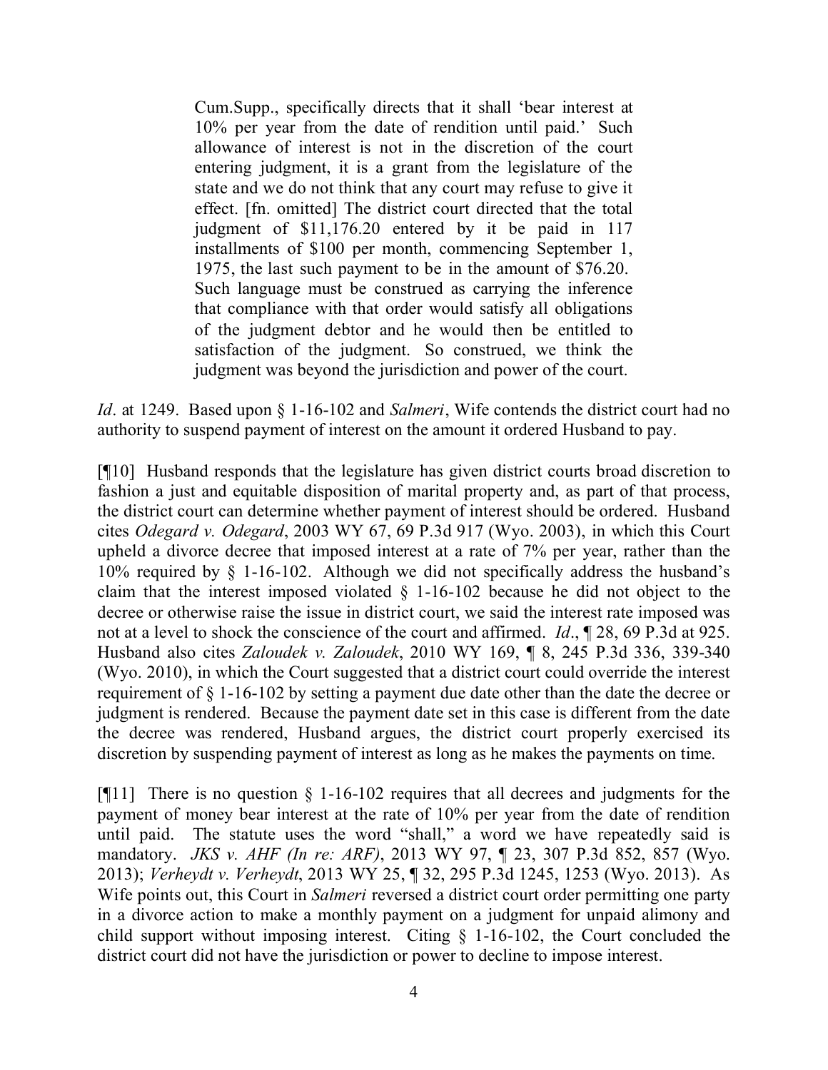> Cum.Supp., specifically directs that it shall 'bear interest at 10% per year from the date of rendition until paid.' Such allowance of interest is not in the discretion of the court entering judgment, it is a grant from the legislature of the state and we do not think that any court may refuse to give it effect. [fn. omitted] The district court directed that the total judgment of $11,176.20 entered by it be paid in 117 installments of $100 per month, commencing September 1, 1975, the last such payment to be in the amount of $76.20. Such language must be construed as carrying the inference that compliance with that order would satisfy all obligations of the judgment debtor and he would then be entitled to satisfaction of the judgment. So construed, we think the judgment was beyond the jurisdiction and power of the court.

*Id*. at 1249. Based upon § 1-16-102 and *Salmeri*, Wife contends the district court had no authority to suspend payment of interest on the amount it ordered Husband to pay.

[¶10] Husband responds that the legislature has given district courts broad discretion to fashion a just and equitable disposition of marital property and, as part of that process, the district court can determine whether payment of interest should be ordered. Husband cites *Odegard v. Odegard*, 2003 WY 67, 69 P.3d 917 (Wyo. 2003), in which this Court upheld a divorce decree that imposed interest at a rate of 7% per year, rather than the 10% required by § 1-16-102. Although we did not specifically address the husband's claim that the interest imposed violated § 1-16-102 because he did not object to the decree or otherwise raise the issue in district court, we said the interest rate imposed was not at a level to shock the conscience of the court and affirmed. *Id*., ¶ 28, 69 P.3d at 925. Husband also cites *Zaloudek v. Zaloudek*, 2010 WY 169, ¶ 8, 245 P.3d 336, 339-340 (Wyo. 2010), in which the Court suggested that a district court could override the interest requirement of § 1-16-102 by setting a payment due date other than the date the decree or judgment is rendered. Because the payment date set in this case is different from the date the decree was rendered, Husband argues, the district court properly exercised its discretion by suspending payment of interest as long as he makes the payments on time.

[¶11] There is no question § 1-16-102 requires that all decrees and judgments for the payment of money bear interest at the rate of 10% per year from the date of rendition until paid. The statute uses the word "shall," a word we have repeatedly said is mandatory. *JKS v. AHF (In re: ARF)*, 2013 WY 97, ¶ 23, 307 P.3d 852, 857 (Wyo. 2013); *Verheydt v. Verheydt*, 2013 WY 25, ¶ 32, 295 P.3d 1245, 1253 (Wyo. 2013). As Wife points out, this Court in *Salmeri* reversed a district court order permitting one party in a divorce action to make a monthly payment on a judgment for unpaid alimony and child support without imposing interest. Citing § 1-16-102, the Court concluded the district court did not have the jurisdiction or power to decline to impose interest.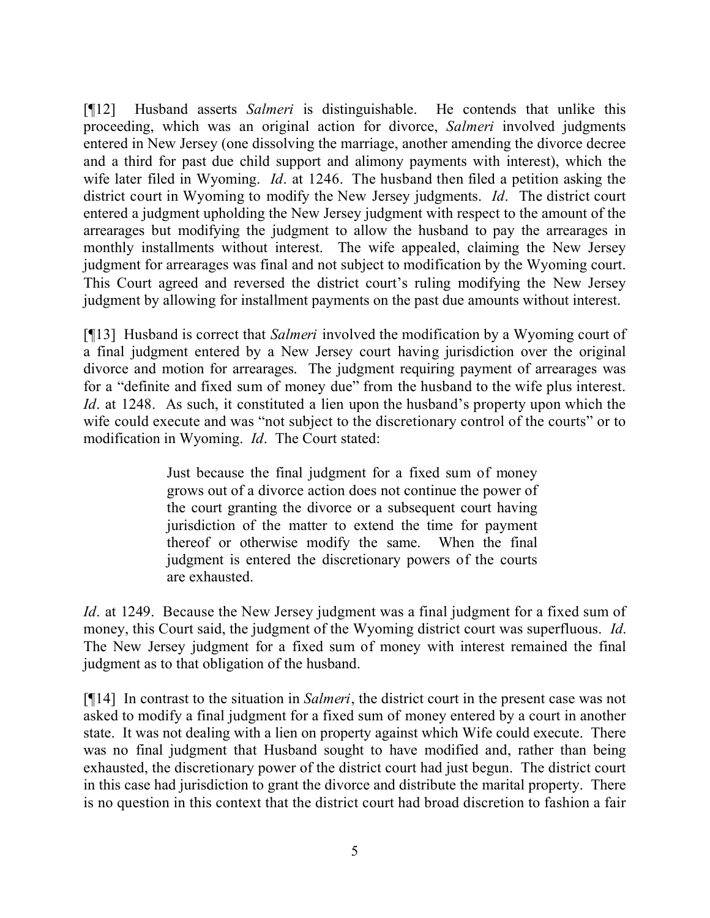[¶12] Husband asserts *Salmeri* is distinguishable. He contends that unlike this proceeding, which was an original action for divorce, *Salmeri* involved judgments entered in New Jersey (one dissolving the marriage, another amending the divorce decree and a third for past due child support and alimony payments with interest), which the wife later filed in Wyoming. *Id*. at 1246. The husband then filed a petition asking the district court in Wyoming to modify the New Jersey judgments. *Id*. The district court entered a judgment upholding the New Jersey judgment with respect to the amount of the arrearages but modifying the judgment to allow the husband to pay the arrearages in monthly installments without interest. The wife appealed, claiming the New Jersey judgment for arrearages was final and not subject to modification by the Wyoming court. This Court agreed and reversed the district court's ruling modifying the New Jersey judgment by allowing for installment payments on the past due amounts without interest.

[¶13] Husband is correct that *Salmeri* involved the modification by a Wyoming court of a final judgment entered by a New Jersey court having jurisdiction over the original divorce and motion for arrearages. The judgment requiring payment of arrearages was for a "definite and fixed sum of money due" from the husband to the wife plus interest. *Id*. at 1248. As such, it constituted a lien upon the husband's property upon which the wife could execute and was "not subject to the discretionary control of the courts" or to modification in Wyoming. *Id*. The Court stated:

> Just because the final judgment for a fixed sum of money grows out of a divorce action does not continue the power of the court granting the divorce or a subsequent court having jurisdiction of the matter to extend the time for payment thereof or otherwise modify the same. When the final judgment is entered the discretionary powers of the courts are exhausted.

*Id*. at 1249. Because the New Jersey judgment was a final judgment for a fixed sum of money, this Court said, the judgment of the Wyoming district court was superfluous. *Id*. The New Jersey judgment for a fixed sum of money with interest remained the final judgment as to that obligation of the husband.

[¶14] In contrast to the situation in *Salmeri*, the district court in the present case was not asked to modify a final judgment for a fixed sum of money entered by a court in another state. It was not dealing with a lien on property against which Wife could execute. There was no final judgment that Husband sought to have modified and, rather than being exhausted, the discretionary power of the district court had just begun. The district court in this case had jurisdiction to grant the divorce and distribute the marital property. There is no question in this context that the district court had broad discretion to fashion a fair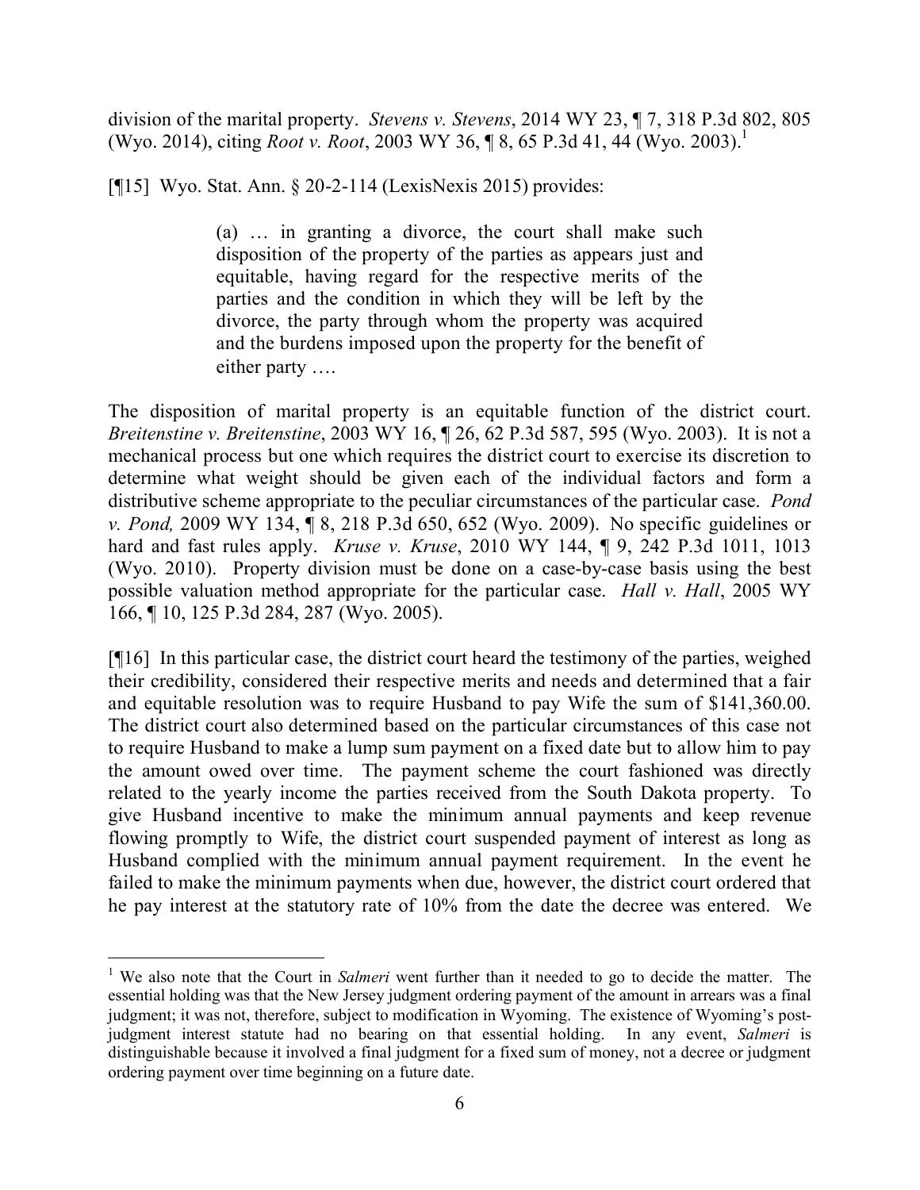division of the marital property. *Stevens v. Stevens*, 2014 WY 23, ¶ 7, 318 P.3d 802, 805 (Wyo. 2014), citing *Root v. Root*, 2003 WY 36, ¶ 8, 65 P.3d 41, 44 (Wyo. 2003).[1]

[¶15] Wyo. Stat. Ann. § 20-2-114 (LexisNexis 2015) provides:

> (a) … in granting a divorce, the court shall make such disposition of the property of the parties as appears just and equitable, having regard for the respective merits of the parties and the condition in which they will be left by the divorce, the party through whom the property was acquired and the burdens imposed upon the property for the benefit of either party ….

The disposition of marital property is an equitable function of the district court. *Breitenstine v. Breitenstine*, 2003 WY 16, ¶ 26, 62 P.3d 587, 595 (Wyo. 2003). It is not a mechanical process but one which requires the district court to exercise its discretion to determine what weight should be given each of the individual factors and form a distributive scheme appropriate to the peculiar circumstances of the particular case. *Pond v. Pond,* 2009 WY 134, ¶ 8, 218 P.3d 650, 652 (Wyo. 2009). No specific guidelines or hard and fast rules apply. *Kruse v. Kruse*, 2010 WY 144, ¶ 9, 242 P.3d 1011, 1013 (Wyo. 2010). Property division must be done on a case-by-case basis using the best possible valuation method appropriate for the particular case. *Hall v. Hall*, 2005 WY 166, ¶ 10, 125 P.3d 284, 287 (Wyo. 2005).

[¶16] In this particular case, the district court heard the testimony of the parties, weighed their credibility, considered their respective merits and needs and determined that a fair and equitable resolution was to require Husband to pay Wife the sum of $141,360.00. The district court also determined based on the particular circumstances of this case not to require Husband to make a lump sum payment on a fixed date but to allow him to pay the amount owed over time. The payment scheme the court fashioned was directly related to the yearly income the parties received from the South Dakota property. To give Husband incentive to make the minimum annual payments and keep revenue flowing promptly to Wife, the district court suspended payment of interest as long as Husband complied with the minimum annual payment requirement. In the event he failed to make the minimum payments when due, however, the district court ordered that he pay interest at the statutory rate of 10% from the date the decree was entered. We

---

[1] We also note that the Court in *Salmeri* went further than it needed to go to decide the matter. The essential holding was that the New Jersey judgment ordering payment of the amount in arrears was a final judgment; it was not, therefore, subject to modification in Wyoming. The existence of Wyoming's post-judgment interest statute had no bearing on that essential holding. In any event, *Salmeri* is distinguishable because it involved a final judgment for a fixed sum of money, not a decree or judgment ordering payment over time beginning on a future date.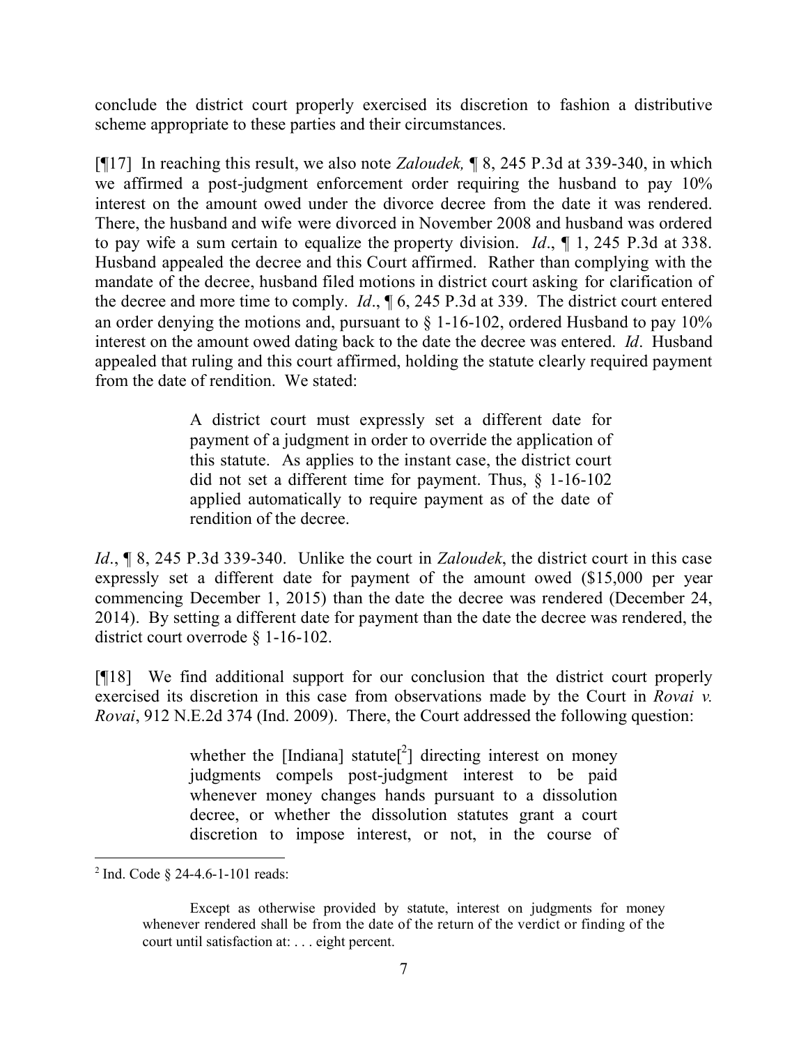conclude the district court properly exercised its discretion to fashion a distributive scheme appropriate to these parties and their circumstances.

[¶17] In reaching this result, we also note *Zaloudek,* ¶ 8, 245 P.3d at 339-340, in which we affirmed a post-judgment enforcement order requiring the husband to pay 10% interest on the amount owed under the divorce decree from the date it was rendered. There, the husband and wife were divorced in November 2008 and husband was ordered to pay wife a sum certain to equalize the property division. *Id*., ¶ 1, 245 P.3d at 338. Husband appealed the decree and this Court affirmed. Rather than complying with the mandate of the decree, husband filed motions in district court asking for clarification of the decree and more time to comply. *Id*., ¶ 6, 245 P.3d at 339. The district court entered an order denying the motions and, pursuant to § 1-16-102, ordered Husband to pay 10% interest on the amount owed dating back to the date the decree was entered. *Id*. Husband appealed that ruling and this court affirmed, holding the statute clearly required payment from the date of rendition. We stated:

> A district court must expressly set a different date for payment of a judgment in order to override the application of this statute. As applies to the instant case, the district court did not set a different time for payment. Thus, § 1-16-102 applied automatically to require payment as of the date of rendition of the decree.

*Id*., ¶ 8, 245 P.3d 339-340. Unlike the court in *Zaloudek*, the district court in this case expressly set a different date for payment of the amount owed ($15,000 per year commencing December 1, 2015) than the date the decree was rendered (December 24, 2014). By setting a different date for payment than the date the decree was rendered, the district court overrode § 1-16-102.

[¶18] We find additional support for our conclusion that the district court properly exercised its discretion in this case from observations made by the Court in *Rovai v. Rovai*, 912 N.E.2d 374 (Ind. 2009). There, the Court addressed the following question:

> whether the [Indiana] statute[[2]] directing interest on money judgments compels post-judgment interest to be paid whenever money changes hands pursuant to a dissolution decree, or whether the dissolution statutes grant a court discretion to impose interest, or not, in the course of

---

[2] Ind. Code § 24-4.6-1-101 reads:

> Except as otherwise provided by statute, interest on judgments for money whenever rendered shall be from the date of the return of the verdict or finding of the court until satisfaction at: . . . eight percent.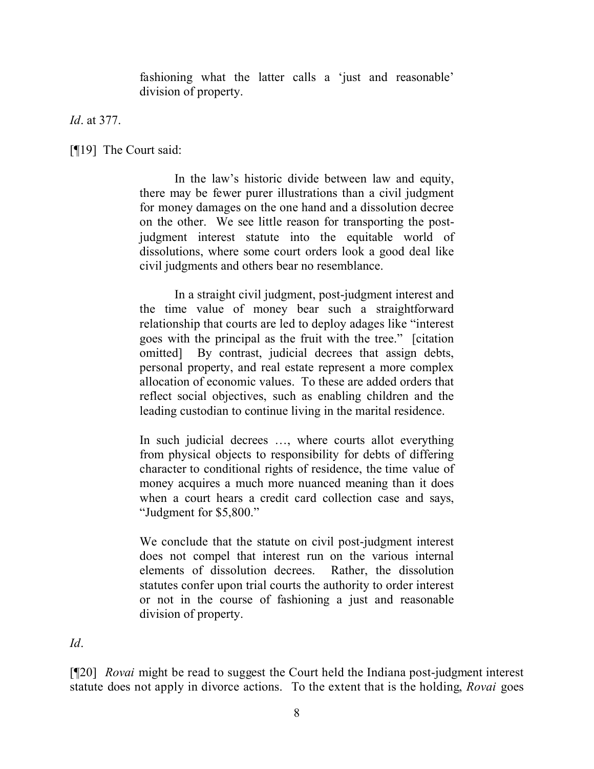> fashioning what the latter calls a 'just and reasonable' division of property.

*Id*. at 377.

[¶19] The Court said:

> In the law's historic divide between law and equity, there may be fewer purer illustrations than a civil judgment for money damages on the one hand and a dissolution decree on the other. We see little reason for transporting the post-judgment interest statute into the equitable world of dissolutions, where some court orders look a good deal like civil judgments and others bear no resemblance.
>
> In a straight civil judgment, post-judgment interest and the time value of money bear such a straightforward relationship that courts are led to deploy adages like "interest goes with the principal as the fruit with the tree." [citation omitted] By contrast, judicial decrees that assign debts, personal property, and real estate represent a more complex allocation of economic values. To these are added orders that reflect social objectives, such as enabling children and the leading custodian to continue living in the marital residence.
>
> In such judicial decrees …, where courts allot everything from physical objects to responsibility for debts of differing character to conditional rights of residence, the time value of money acquires a much more nuanced meaning than it does when a court hears a credit card collection case and says, "Judgment for $5,800."
>
> We conclude that the statute on civil post-judgment interest does not compel that interest run on the various internal elements of dissolution decrees. Rather, the dissolution statutes confer upon trial courts the authority to order interest or not in the course of fashioning a just and reasonable division of property.

*Id*.

[¶20] *Rovai* might be read to suggest the Court held the Indiana post-judgment interest statute does not apply in divorce actions. To the extent that is the holding, *Rovai* goes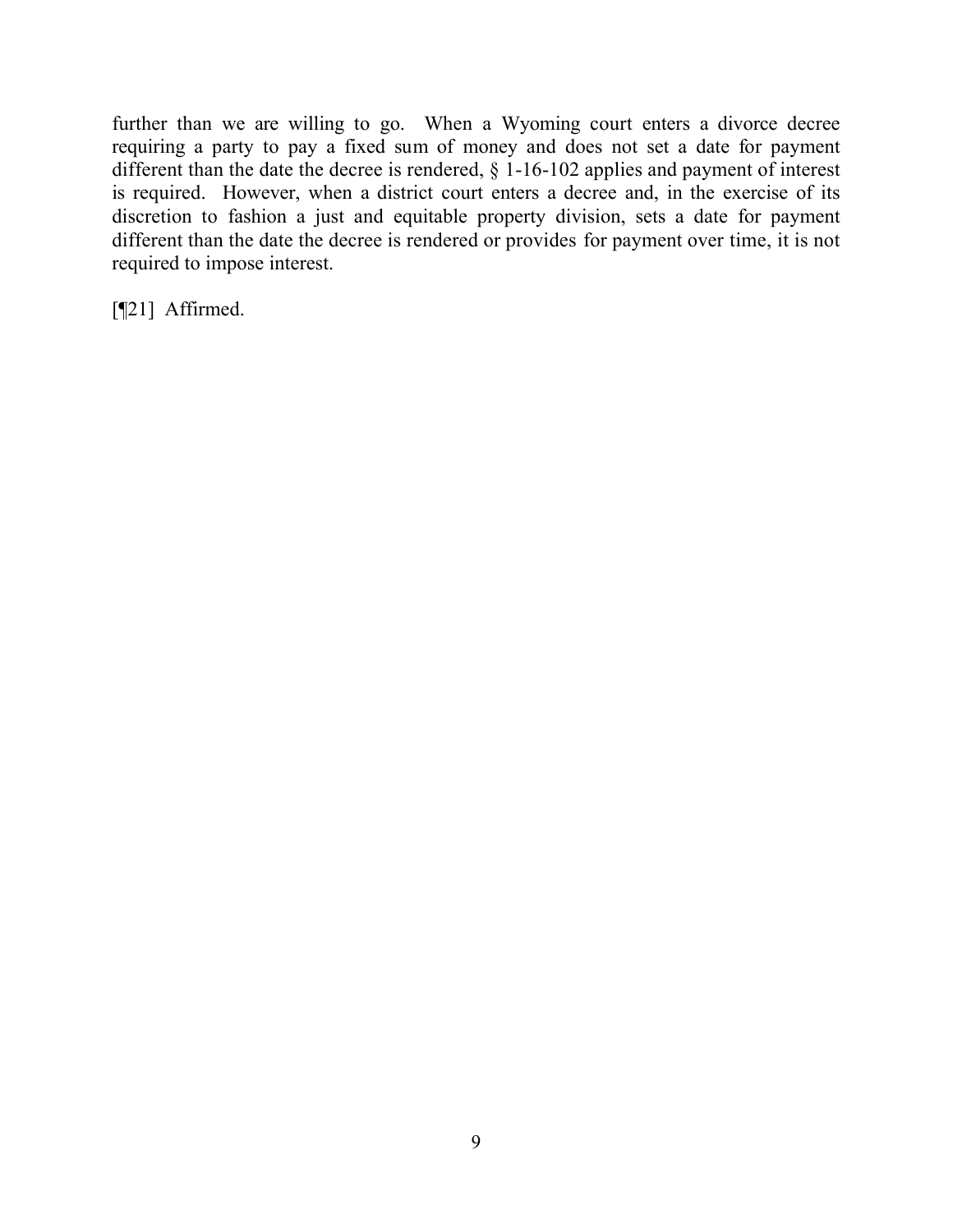further than we are willing to go. When a Wyoming court enters a divorce decree requiring a party to pay a fixed sum of money and does not set a date for payment different than the date the decree is rendered, § 1-16-102 applies and payment of interest is required. However, when a district court enters a decree and, in the exercise of its discretion to fashion a just and equitable property division, sets a date for payment different than the date the decree is rendered or provides for payment over time, it is not required to impose interest.

[¶21] Affirmed.